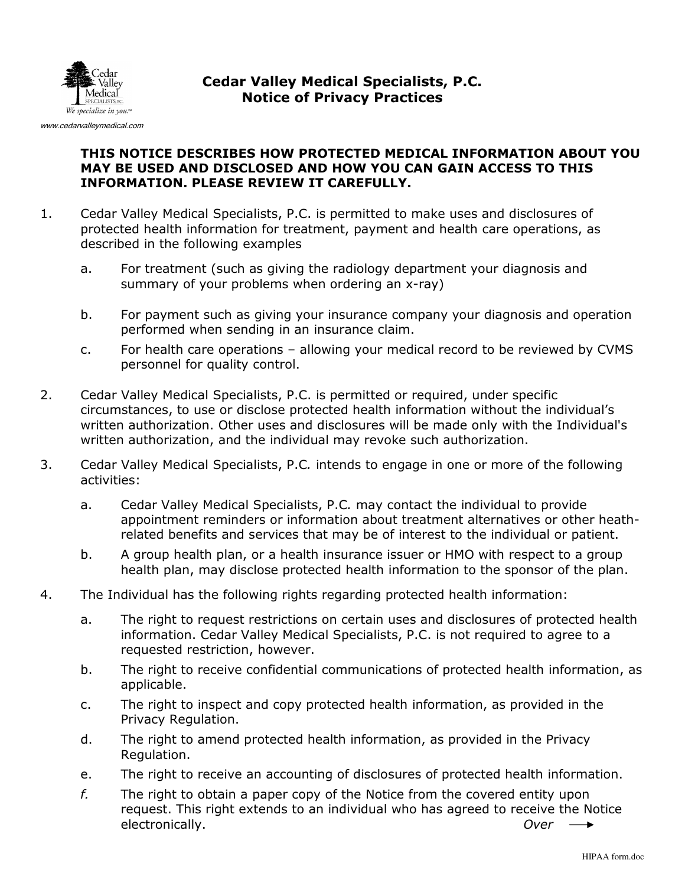Cedar Valley Medical Specialists, P.C.
*We specialize in you.*
www.cedarvalleymedical.com

# Cedar Valley Medical Specialists, P.C.
## Notice of Privacy Practices

**THIS NOTICE DESCRIBES HOW PROTECTED MEDICAL INFORMATION ABOUT YOU MAY BE USED AND DISCLOSED AND HOW YOU CAN GAIN ACCESS TO THIS INFORMATION. PLEASE REVIEW IT CAREFULLY.**

1. Cedar Valley Medical Specialists, P.C. is permitted to make uses and disclosures of protected health information for treatment, payment and health care operations, as described in the following examples
   a. For treatment (such as giving the radiology department your diagnosis and summary of your problems when ordering an x-ray)
   b. For payment such as giving your insurance company your diagnosis and operation performed when sending in an insurance claim.
   c. For health care operations – allowing your medical record to be reviewed by CVMS personnel for quality control.
2. Cedar Valley Medical Specialists, P.C. is permitted or required, under specific circumstances, to use or disclose protected health information without the individual's written authorization. Other uses and disclosures will be made only with the Individual's written authorization, and the individual may revoke such authorization.
3. Cedar Valley Medical Specialists, P.C*.* intends to engage in one or more of the following activities:
   a. Cedar Valley Medical Specialists, P.C*.* may contact the individual to provide appointment reminders or information about treatment alternatives or other heath-related benefits and services that may be of interest to the individual or patient.
   b. A group health plan, or a health insurance issuer or HMO with respect to a group health plan, may disclose protected health information to the sponsor of the plan.
4. The Individual has the following rights regarding protected health information:
   a. The right to request restrictions on certain uses and disclosures of protected health information. Cedar Valley Medical Specialists, P.C. is not required to agree to a requested restriction, however.
   b. The right to receive confidential communications of protected health information, as applicable.
   c. The right to inspect and copy protected health information, as provided in the Privacy Regulation.
   d. The right to amend protected health information, as provided in the Privacy Regulation.
   e. The right to receive an accounting of disclosures of protected health information.
   *f.* The right to obtain a paper copy of the Notice from the covered entity upon request. This right extends to an individual who has agreed to receive the Notice electronically.

*Over* ⟶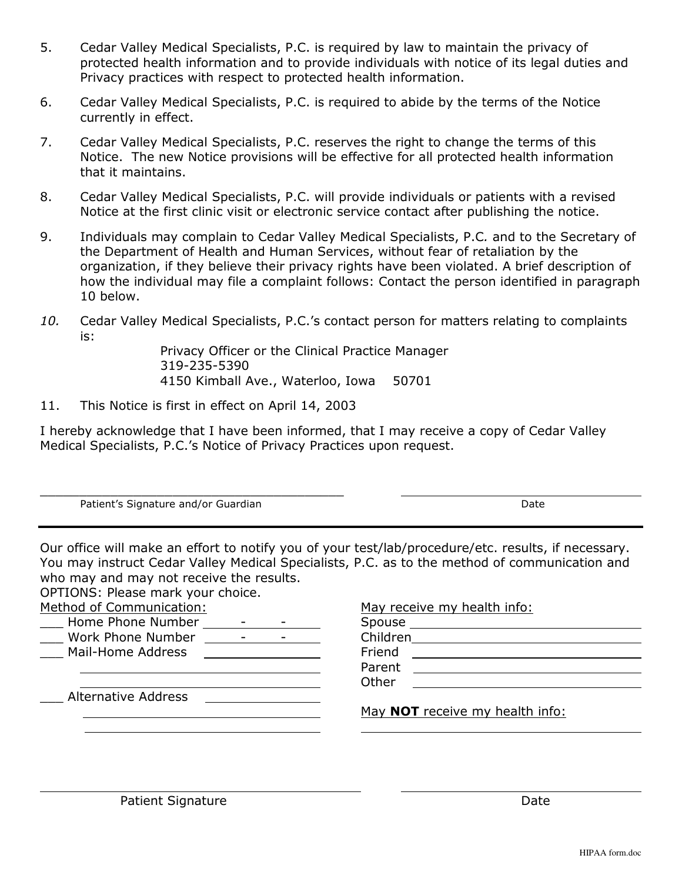5. Cedar Valley Medical Specialists, P.C. is required by law to maintain the privacy of protected health information and to provide individuals with notice of its legal duties and Privacy practices with respect to protected health information.

6. Cedar Valley Medical Specialists, P.C. is required to abide by the terms of the Notice currently in effect.

7. Cedar Valley Medical Specialists, P.C. reserves the right to change the terms of this Notice. The new Notice provisions will be effective for all protected health information that it maintains.

8. Cedar Valley Medical Specialists, P.C. will provide individuals or patients with a revised Notice at the first clinic visit or electronic service contact after publishing the notice.

9. Individuals may complain to Cedar Valley Medical Specialists, P.C. and to the Secretary of the Department of Health and Human Services, without fear of retaliation by the organization, if they believe their privacy rights have been violated. A brief description of how the individual may file a complaint follows: Contact the person identified in paragraph 10 below.

*10.* Cedar Valley Medical Specialists, P.C.'s contact person for matters relating to complaints is:

Privacy Officer or the Clinical Practice Manager
319-235-5390
4150 Kimball Ave., Waterloo, Iowa 50701

11. This Notice is first in effect on April 14, 2003

I hereby acknowledge that I have been informed, that I may receive a copy of Cedar Valley Medical Specialists, P.C.'s Notice of Privacy Practices upon request.

\_\_\_\_\_\_\_\_\_\_\_\_\_\_\_\_\_\_\_\_\_\_\_\_\_\_\_\_\_\_\_\_\_\_\_\_\_\_\_\_ \_\_\_\_\_\_\_\_\_\_\_\_\_\_\_\_\_\_\_\_\_\_\_\_\_\_\_\_\_\_\_\_

Patient's Signature and/or Guardian Date

---

Our office will make an effort to notify you of your test/lab/procedure/etc. results, if necessary. You may instruct Cedar Valley Medical Specialists, P.C. as to the method of communication and who may and may not receive the results.

OPTIONS: Please mark your choice.

Method of Communication:

\_\_\_ Home Phone Number \_\_\_\_\_-\_\_\_\_\_-\_\_\_\_\_

\_\_\_ Work Phone Number \_\_\_\_\_-\_\_\_\_\_-\_\_\_\_\_

\_\_\_ Mail-Home Address \_\_\_\_\_\_\_\_\_\_\_\_\_\_\_\_

\_\_\_\_\_\_\_\_\_\_\_\_\_\_\_\_\_\_\_\_\_\_\_\_\_\_\_\_\_\_\_\_

\_\_\_\_\_\_\_\_\_\_\_\_\_\_\_\_\_\_\_\_\_\_\_\_\_\_\_\_\_\_\_\_

\_\_\_ Alternative Address \_\_\_\_\_\_\_\_\_\_\_\_\_\_\_\_

\_\_\_\_\_\_\_\_\_\_\_\_\_\_\_\_\_\_\_\_\_\_\_\_\_\_\_\_\_\_\_\_

\_\_\_\_\_\_\_\_\_\_\_\_\_\_\_\_\_\_\_\_\_\_\_\_\_\_\_\_\_\_\_\_

May receive my health info:

Spouse \_\_\_\_\_\_\_\_\_\_\_\_\_\_\_\_\_\_\_\_\_\_\_\_\_\_\_\_

Children\_\_\_\_\_\_\_\_\_\_\_\_\_\_\_\_\_\_\_\_\_\_\_\_\_\_\_\_

Friend \_\_\_\_\_\_\_\_\_\_\_\_\_\_\_\_\_\_\_\_\_\_\_\_\_\_\_\_

Parent \_\_\_\_\_\_\_\_\_\_\_\_\_\_\_\_\_\_\_\_\_\_\_\_\_\_\_\_

Other \_\_\_\_\_\_\_\_\_\_\_\_\_\_\_\_\_\_\_\_\_\_\_\_\_\_\_\_

May **NOT** receive my health info:

\_\_\_\_\_\_\_\_\_\_\_\_\_\_\_\_\_\_\_\_\_\_\_\_\_\_\_\_\_\_\_\_\_\_\_\_

\_\_\_\_\_\_\_\_\_\_\_\_\_\_\_\_\_\_\_\_\_\_\_\_\_\_\_\_\_\_\_\_\_\_\_\_\_\_\_\_ \_\_\_\_\_\_\_\_\_\_\_\_\_\_\_\_\_\_\_\_\_\_\_\_\_\_\_\_\_\_\_\_

Patient Signature Date

HIPAA form.doc